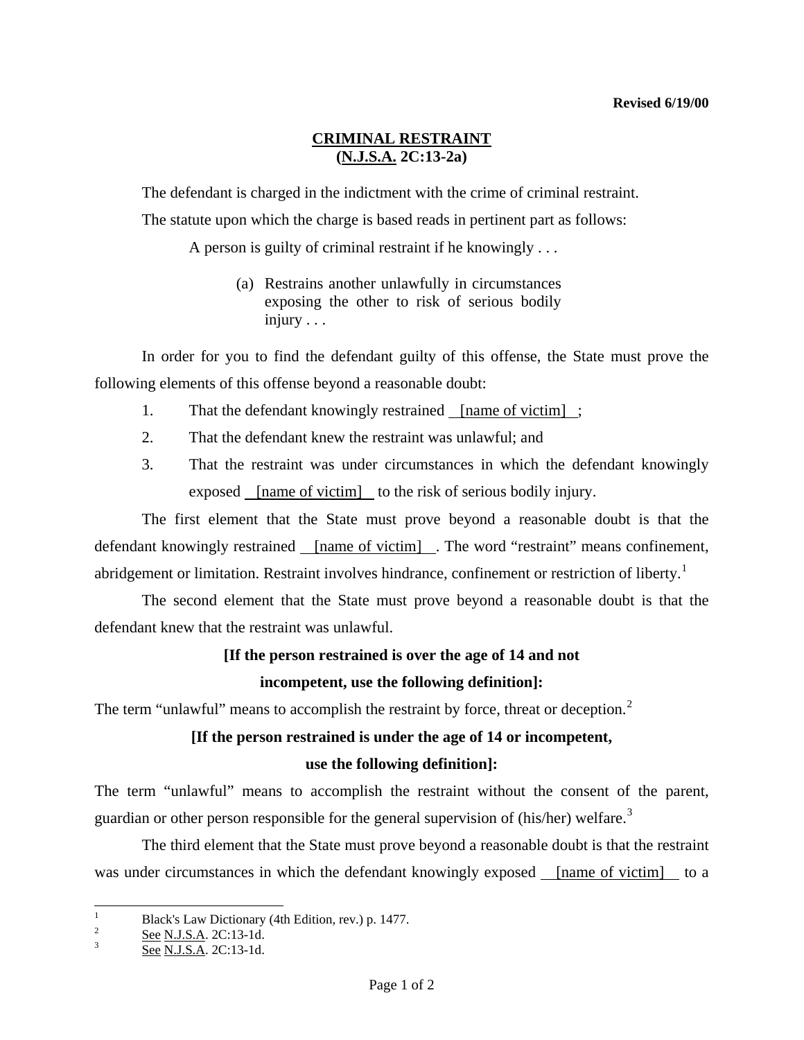**Revised 6/19/00**

# CRIMINAL RESTRAINT
## (N.J.S.A. 2C:13-2a)

The defendant is charged in the indictment with the crime of criminal restraint.

The statute upon which the charge is based reads in pertinent part as follows:

> A person is guilty of criminal restraint if he knowingly . . .
>
> (a) Restrains another unlawfully in circumstances exposing the other to risk of serious bodily injury . . .

In order for you to find the defendant guilty of this offense, the State must prove the following elements of this offense beyond a reasonable doubt:

1. That the defendant knowingly restrained [name of victim] ;
2. That the defendant knew the restraint was unlawful; and
3. That the restraint was under circumstances in which the defendant knowingly exposed [name of victim] to the risk of serious bodily injury.

The first element that the State must prove beyond a reasonable doubt is that the defendant knowingly restrained [name of victim] . The word "restraint" means confinement, abridgement or limitation. Restraint involves hindrance, confinement or restriction of liberty.[1]

The second element that the State must prove beyond a reasonable doubt is that the defendant knew that the restraint was unlawful.

**[If the person restrained is over the age of 14 and not incompetent, use the following definition]:**

The term "unlawful" means to accomplish the restraint by force, threat or deception.[2]

**[If the person restrained is under the age of 14 or incompetent, use the following definition]:**

The term "unlawful" means to accomplish the restraint without the consent of the parent, guardian or other person responsible for the general supervision of (his/her) welfare.[3]

The third element that the State must prove beyond a reasonable doubt is that the restraint was under circumstances in which the defendant knowingly exposed [name of victim] to a

---

[1] Black's Law Dictionary (4th Edition, rev.) p. 1477.

[2] See N.J.S.A. 2C:13-1d.

[3] See N.J.S.A. 2C:13-1d.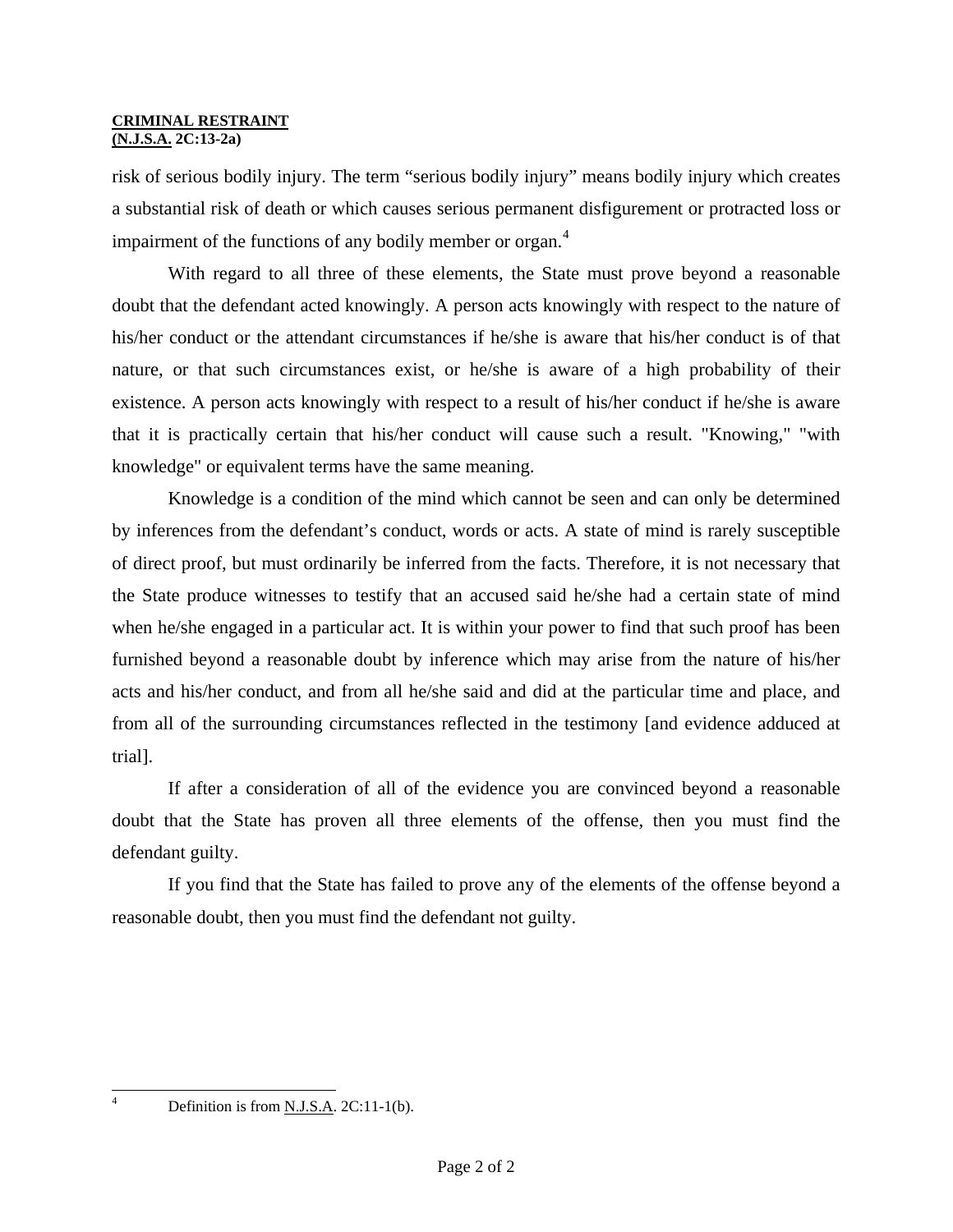risk of serious bodily injury. The term “serious bodily injury” means bodily injury which creates a substantial risk of death or which causes serious permanent disfigurement or protracted loss or impairment of the functions of any bodily member or organ.[4]

With regard to all three of these elements, the State must prove beyond a reasonable doubt that the defendant acted knowingly. A person acts knowingly with respect to the nature of his/her conduct or the attendant circumstances if he/she is aware that his/her conduct is of that nature, or that such circumstances exist, or he/she is aware of a high probability of their existence. A person acts knowingly with respect to a result of his/her conduct if he/she is aware that it is practically certain that his/her conduct will cause such a result. "Knowing," "with knowledge" or equivalent terms have the same meaning.

Knowledge is a condition of the mind which cannot be seen and can only be determined by inferences from the defendant’s conduct, words or acts. A state of mind is rarely susceptible of direct proof, but must ordinarily be inferred from the facts. Therefore, it is not necessary that the State produce witnesses to testify that an accused said he/she had a certain state of mind when he/she engaged in a particular act. It is within your power to find that such proof has been furnished beyond a reasonable doubt by inference which may arise from the nature of his/her acts and his/her conduct, and from all he/she said and did at the particular time and place, and from all of the surrounding circumstances reflected in the testimony [and evidence adduced at trial].

If after a consideration of all of the evidence you are convinced beyond a reasonable doubt that the State has proven all three elements of the offense, then you must find the defendant guilty.

If you find that the State has failed to prove any of the elements of the offense beyond a reasonable doubt, then you must find the defendant not guilty.

---

[4] Definition is from N.J.S.A. 2C:11-1(b).